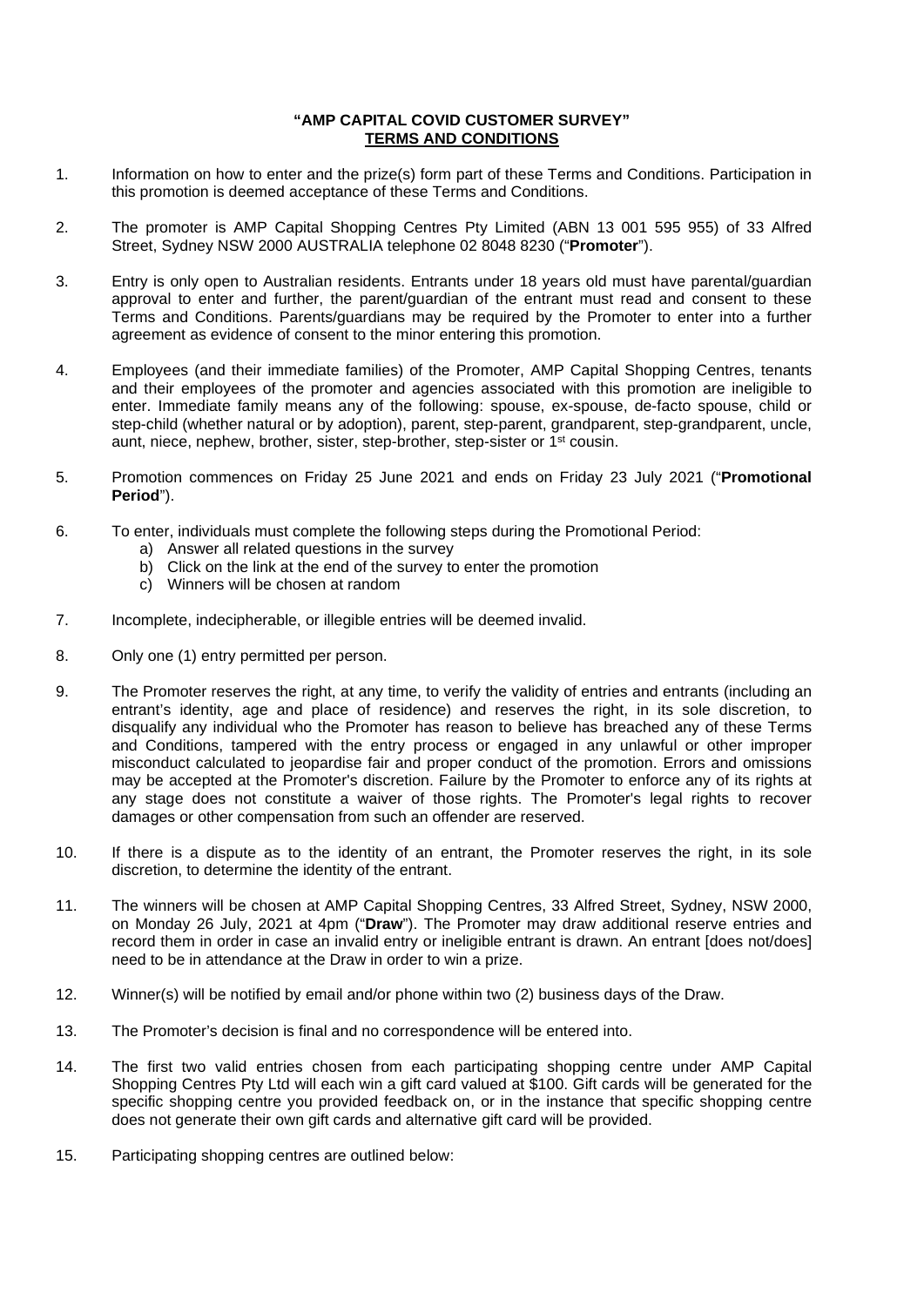# "AMP CAPITAL COVID CUSTOMER SURVEY"
## TERMS AND CONDITIONS

1. Information on how to enter and the prize(s) form part of these Terms and Conditions. Participation in this promotion is deemed acceptance of these Terms and Conditions.

2. The promoter is AMP Capital Shopping Centres Pty Limited (ABN 13 001 595 955) of 33 Alfred Street, Sydney NSW 2000 AUSTRALIA telephone 02 8048 8230 ("**Promoter**").

3. Entry is only open to Australian residents. Entrants under 18 years old must have parental/guardian approval to enter and further, the parent/guardian of the entrant must read and consent to these Terms and Conditions. Parents/guardians may be required by the Promoter to enter into a further agreement as evidence of consent to the minor entering this promotion.

4. Employees (and their immediate families) of the Promoter, AMP Capital Shopping Centres, tenants and their employees of the promoter and agencies associated with this promotion are ineligible to enter. Immediate family means any of the following: spouse, ex-spouse, de-facto spouse, child or step-child (whether natural or by adoption), parent, step-parent, grandparent, step-grandparent, uncle, aunt, niece, nephew, brother, sister, step-brother, step-sister or 1st cousin.

5. Promotion commences on Friday 25 June 2021 and ends on Friday 23 July 2021 ("**Promotional Period**").

6. To enter, individuals must complete the following steps during the Promotional Period:
   a) Answer all related questions in the survey
   b) Click on the link at the end of the survey to enter the promotion
   c) Winners will be chosen at random

7. Incomplete, indecipherable, or illegible entries will be deemed invalid.

8. Only one (1) entry permitted per person.

9. The Promoter reserves the right, at any time, to verify the validity of entries and entrants (including an entrant's identity, age and place of residence) and reserves the right, in its sole discretion, to disqualify any individual who the Promoter has reason to believe has breached any of these Terms and Conditions, tampered with the entry process or engaged in any unlawful or other improper misconduct calculated to jeopardise fair and proper conduct of the promotion. Errors and omissions may be accepted at the Promoter's discretion. Failure by the Promoter to enforce any of its rights at any stage does not constitute a waiver of those rights. The Promoter's legal rights to recover damages or other compensation from such an offender are reserved.

10. If there is a dispute as to the identity of an entrant, the Promoter reserves the right, in its sole discretion, to determine the identity of the entrant.

11. The winners will be chosen at AMP Capital Shopping Centres, 33 Alfred Street, Sydney, NSW 2000, on Monday 26 July, 2021 at 4pm ("**Draw**"). The Promoter may draw additional reserve entries and record them in order in case an invalid entry or ineligible entrant is drawn. An entrant [does not/does] need to be in attendance at the Draw in order to win a prize.

12. Winner(s) will be notified by email and/or phone within two (2) business days of the Draw.

13. The Promoter's decision is final and no correspondence will be entered into.

14. The first two valid entries chosen from each participating shopping centre under AMP Capital Shopping Centres Pty Ltd will each win a gift card valued at $100. Gift cards will be generated for the specific shopping centre you provided feedback on, or in the instance that specific shopping centre does not generate their own gift cards and alternative gift card will be provided.

15. Participating shopping centres are outlined below: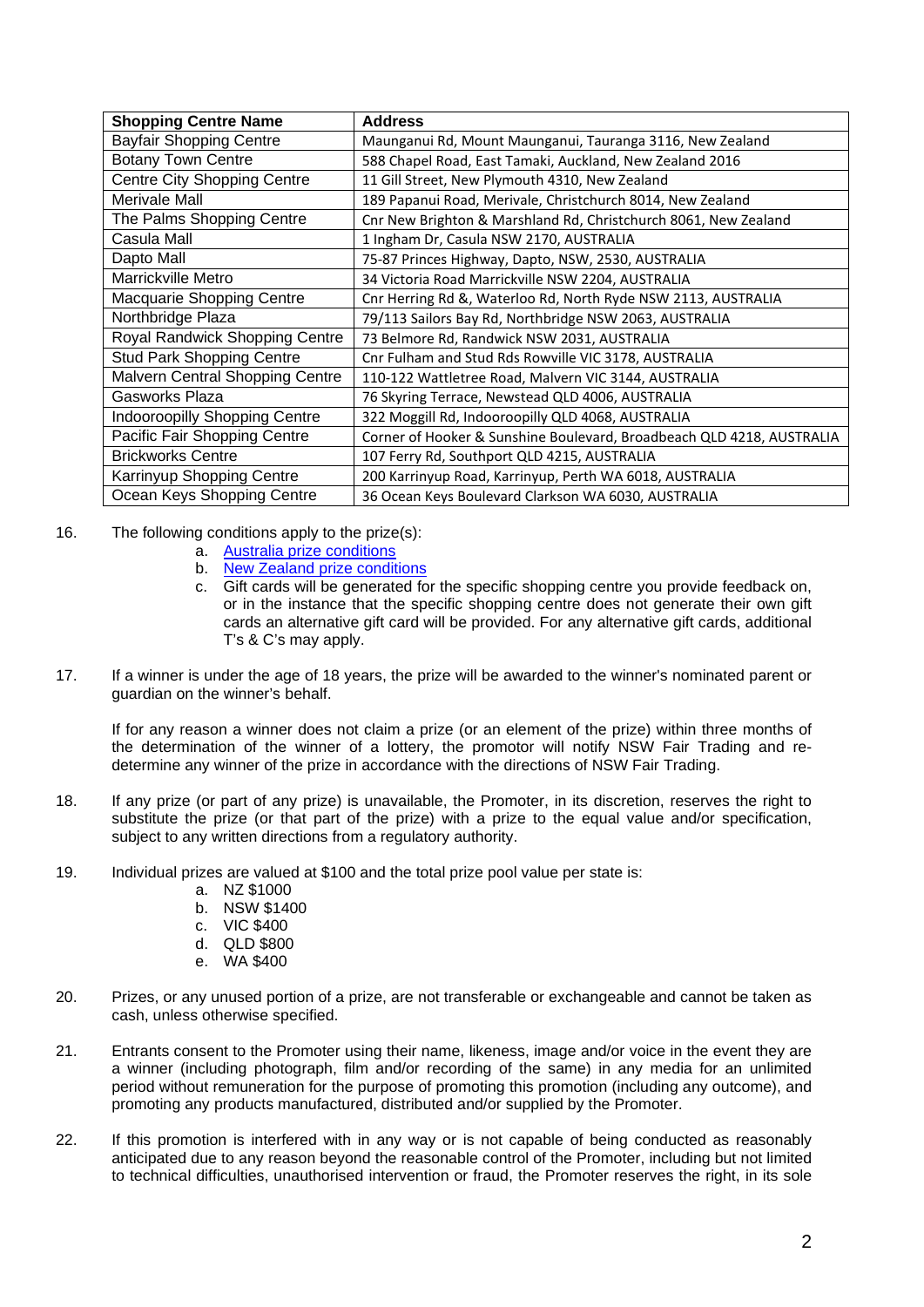| Shopping Centre Name | Address |
|---|---|
| Bayfair Shopping Centre | Maunganui Rd, Mount Maunganui, Tauranga 3116, New Zealand |
| Botany Town Centre | 588 Chapel Road, East Tamaki, Auckland, New Zealand 2016 |
| Centre City Shopping Centre | 11 Gill Street, New Plymouth 4310, New Zealand |
| Merivale Mall | 189 Papanui Road, Merivale, Christchurch 8014, New Zealand |
| The Palms Shopping Centre | Cnr New Brighton & Marshland Rd, Christchurch 8061, New Zealand |
| Casula Mall | 1 Ingham Dr, Casula NSW 2170, AUSTRALIA |
| Dapto Mall | 75-87 Princes Highway, Dapto, NSW, 2530, AUSTRALIA |
| Marrickville Metro | 34 Victoria Road Marrickville NSW 2204, AUSTRALIA |
| Macquarie Shopping Centre | Cnr Herring Rd &, Waterloo Rd, North Ryde NSW 2113, AUSTRALIA |
| Northbridge Plaza | 79/113 Sailors Bay Rd, Northbridge NSW 2063, AUSTRALIA |
| Royal Randwick Shopping Centre | 73 Belmore Rd, Randwick NSW 2031, AUSTRALIA |
| Stud Park Shopping Centre | Cnr Fulham and Stud Rds Rowville VIC 3178, AUSTRALIA |
| Malvern Central Shopping Centre | 110-122 Wattletree Road, Malvern VIC 3144, AUSTRALIA |
| Gasworks Plaza | 76 Skyring Terrace, Newstead QLD 4006, AUSTRALIA |
| Indooroopilly Shopping Centre | 322 Moggill Rd, Indooroopilly QLD 4068, AUSTRALIA |
| Pacific Fair Shopping Centre | Corner of Hooker & Sunshine Boulevard, Broadbeach QLD 4218, AUSTRALIA |
| Brickworks Centre | 107 Ferry Rd, Southport QLD 4215, AUSTRALIA |
| Karrinyup Shopping Centre | 200 Karrinyup Road, Karrinyup, Perth WA 6018, AUSTRALIA |
| Ocean Keys Shopping Centre | 36 Ocean Keys Boulevard Clarkson WA 6030, AUSTRALIA |

16. The following conditions apply to the prize(s):
    a. Australia prize conditions
    b. New Zealand prize conditions
    c. Gift cards will be generated for the specific shopping centre you provide feedback on, or in the instance that the specific shopping centre does not generate their own gift cards an alternative gift card will be provided. For any alternative gift cards, additional T's & C's may apply.

17. If a winner is under the age of 18 years, the prize will be awarded to the winner's nominated parent or guardian on the winner's behalf.

    If for any reason a winner does not claim a prize (or an element of the prize) within three months of the determination of the winner of a lottery, the promotor will notify NSW Fair Trading and re-determine any winner of the prize in accordance with the directions of NSW Fair Trading.

18. If any prize (or part of any prize) is unavailable, the Promoter, in its discretion, reserves the right to substitute the prize (or that part of the prize) with a prize to the equal value and/or specification, subject to any written directions from a regulatory authority.

19. Individual prizes are valued at $100 and the total prize pool value per state is:
    a. NZ $1000
    b. NSW $1400
    c. VIC $400
    d. QLD $800
    e. WA $400

20. Prizes, or any unused portion of a prize, are not transferable or exchangeable and cannot be taken as cash, unless otherwise specified.

21. Entrants consent to the Promoter using their name, likeness, image and/or voice in the event they are a winner (including photograph, film and/or recording of the same) in any media for an unlimited period without remuneration for the purpose of promoting this promotion (including any outcome), and promoting any products manufactured, distributed and/or supplied by the Promoter.

22. If this promotion is interfered with in any way or is not capable of being conducted as reasonably anticipated due to any reason beyond the reasonable control of the Promoter, including but not limited to technical difficulties, unauthorised intervention or fraud, the Promoter reserves the right, in its sole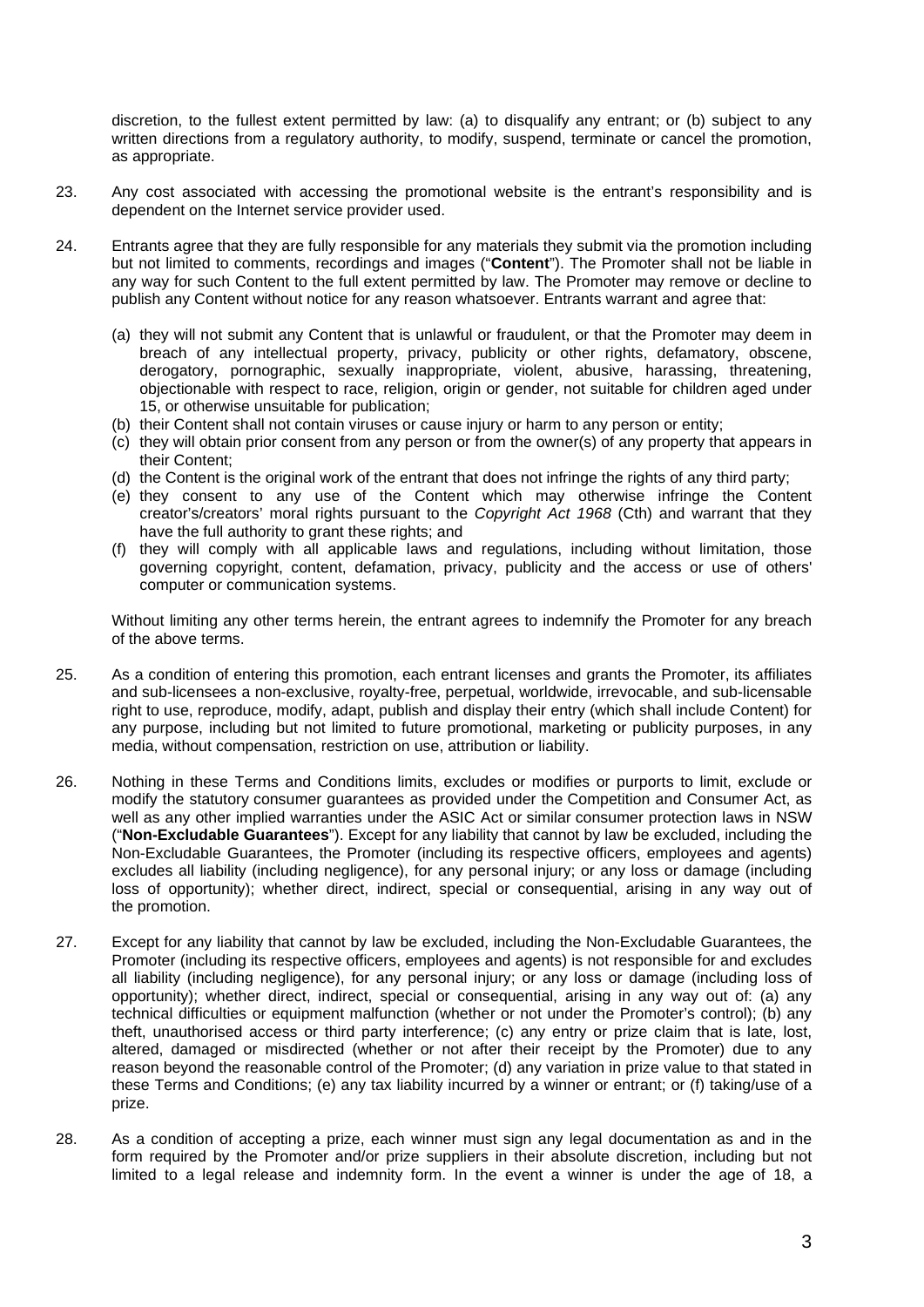discretion, to the fullest extent permitted by law: (a) to disqualify any entrant; or (b) subject to any written directions from a regulatory authority, to modify, suspend, terminate or cancel the promotion, as appropriate.

23. Any cost associated with accessing the promotional website is the entrant's responsibility and is dependent on the Internet service provider used.

24. Entrants agree that they are fully responsible for any materials they submit via the promotion including but not limited to comments, recordings and images ("**Content**"). The Promoter shall not be liable in any way for such Content to the full extent permitted by law. The Promoter may remove or decline to publish any Content without notice for any reason whatsoever. Entrants warrant and agree that:

    (a) they will not submit any Content that is unlawful or fraudulent, or that the Promoter may deem in breach of any intellectual property, privacy, publicity or other rights, defamatory, obscene, derogatory, pornographic, sexually inappropriate, violent, abusive, harassing, threatening, objectionable with respect to race, religion, origin or gender, not suitable for children aged under 15, or otherwise unsuitable for publication;
    (b) their Content shall not contain viruses or cause injury or harm to any person or entity;
    (c) they will obtain prior consent from any person or from the owner(s) of any property that appears in their Content;
    (d) the Content is the original work of the entrant that does not infringe the rights of any third party;
    (e) they consent to any use of the Content which may otherwise infringe the Content creator's/creators' moral rights pursuant to the *Copyright Act 1968* (Cth) and warrant that they have the full authority to grant these rights; and
    (f) they will comply with all applicable laws and regulations, including without limitation, those governing copyright, content, defamation, privacy, publicity and the access or use of others' computer or communication systems.

    Without limiting any other terms herein, the entrant agrees to indemnify the Promoter for any breach of the above terms.

25. As a condition of entering this promotion, each entrant licenses and grants the Promoter, its affiliates and sub-licensees a non-exclusive, royalty-free, perpetual, worldwide, irrevocable, and sub-licensable right to use, reproduce, modify, adapt, publish and display their entry (which shall include Content) for any purpose, including but not limited to future promotional, marketing or publicity purposes, in any media, without compensation, restriction on use, attribution or liability.

26. Nothing in these Terms and Conditions limits, excludes or modifies or purports to limit, exclude or modify the statutory consumer guarantees as provided under the Competition and Consumer Act, as well as any other implied warranties under the ASIC Act or similar consumer protection laws in NSW ("**Non-Excludable Guarantees**"). Except for any liability that cannot by law be excluded, including the Non-Excludable Guarantees, the Promoter (including its respective officers, employees and agents) excludes all liability (including negligence), for any personal injury; or any loss or damage (including loss of opportunity); whether direct, indirect, special or consequential, arising in any way out of the promotion.

27. Except for any liability that cannot by law be excluded, including the Non-Excludable Guarantees, the Promoter (including its respective officers, employees and agents) is not responsible for and excludes all liability (including negligence), for any personal injury; or any loss or damage (including loss of opportunity); whether direct, indirect, special or consequential, arising in any way out of: (a) any technical difficulties or equipment malfunction (whether or not under the Promoter's control); (b) any theft, unauthorised access or third party interference; (c) any entry or prize claim that is late, lost, altered, damaged or misdirected (whether or not after their receipt by the Promoter) due to any reason beyond the reasonable control of the Promoter; (d) any variation in prize value to that stated in these Terms and Conditions; (e) any tax liability incurred by a winner or entrant; or (f) taking/use of a prize.

28. As a condition of accepting a prize, each winner must sign any legal documentation as and in the form required by the Promoter and/or prize suppliers in their absolute discretion, including but not limited to a legal release and indemnity form. In the event a winner is under the age of 18, a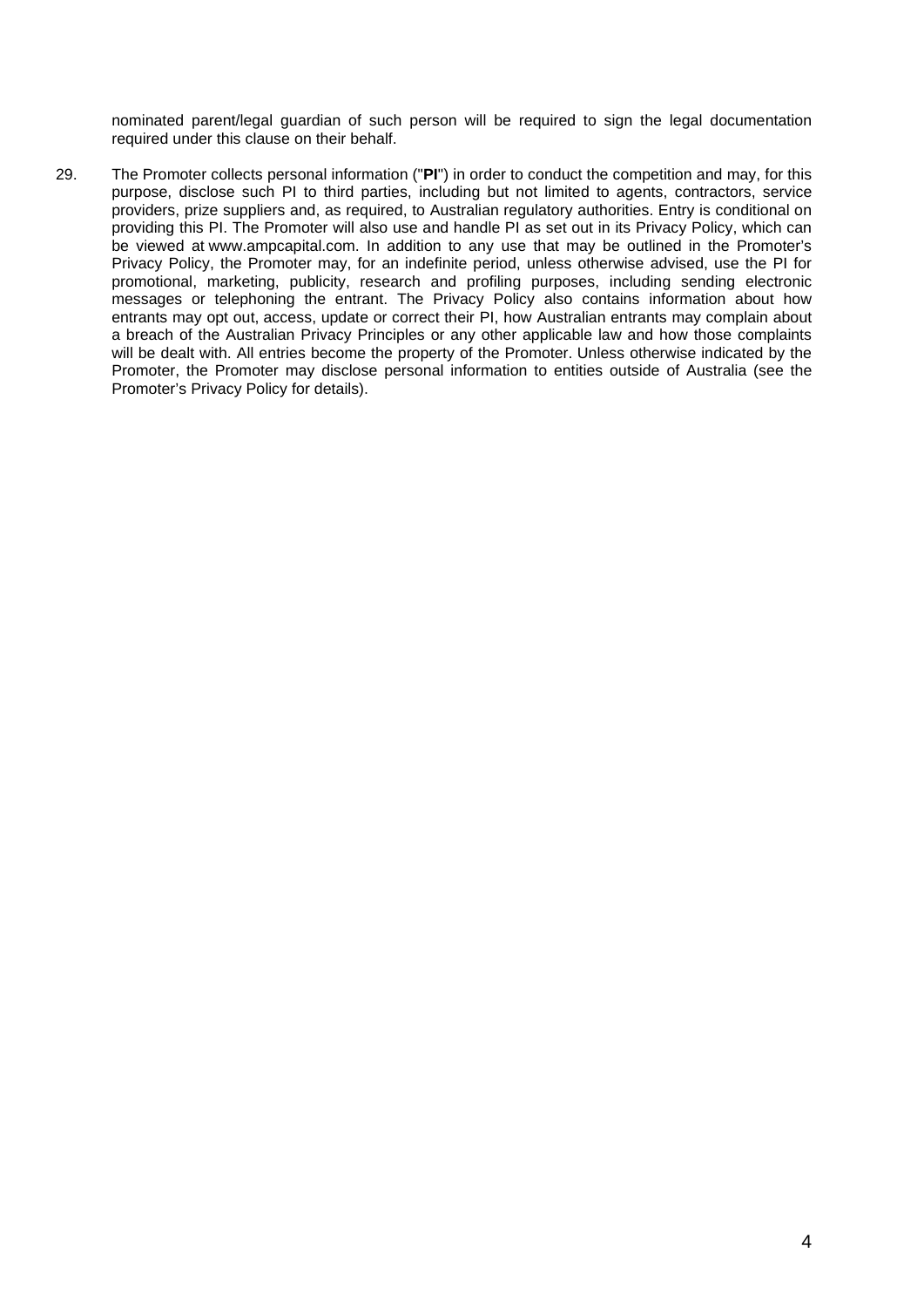nominated parent/legal guardian of such person will be required to sign the legal documentation required under this clause on their behalf.

29. The Promoter collects personal information ("**PI**") in order to conduct the competition and may, for this purpose, disclose such PI to third parties, including but not limited to agents, contractors, service providers, prize suppliers and, as required, to Australian regulatory authorities. Entry is conditional on providing this PI. The Promoter will also use and handle PI as set out in its Privacy Policy, which can be viewed at www.ampcapital.com. In addition to any use that may be outlined in the Promoter's Privacy Policy, the Promoter may, for an indefinite period, unless otherwise advised, use the PI for promotional, marketing, publicity, research and profiling purposes, including sending electronic messages or telephoning the entrant. The Privacy Policy also contains information about how entrants may opt out, access, update or correct their PI, how Australian entrants may complain about a breach of the Australian Privacy Principles or any other applicable law and how those complaints will be dealt with. All entries become the property of the Promoter. Unless otherwise indicated by the Promoter, the Promoter may disclose personal information to entities outside of Australia (see the Promoter's Privacy Policy for details).